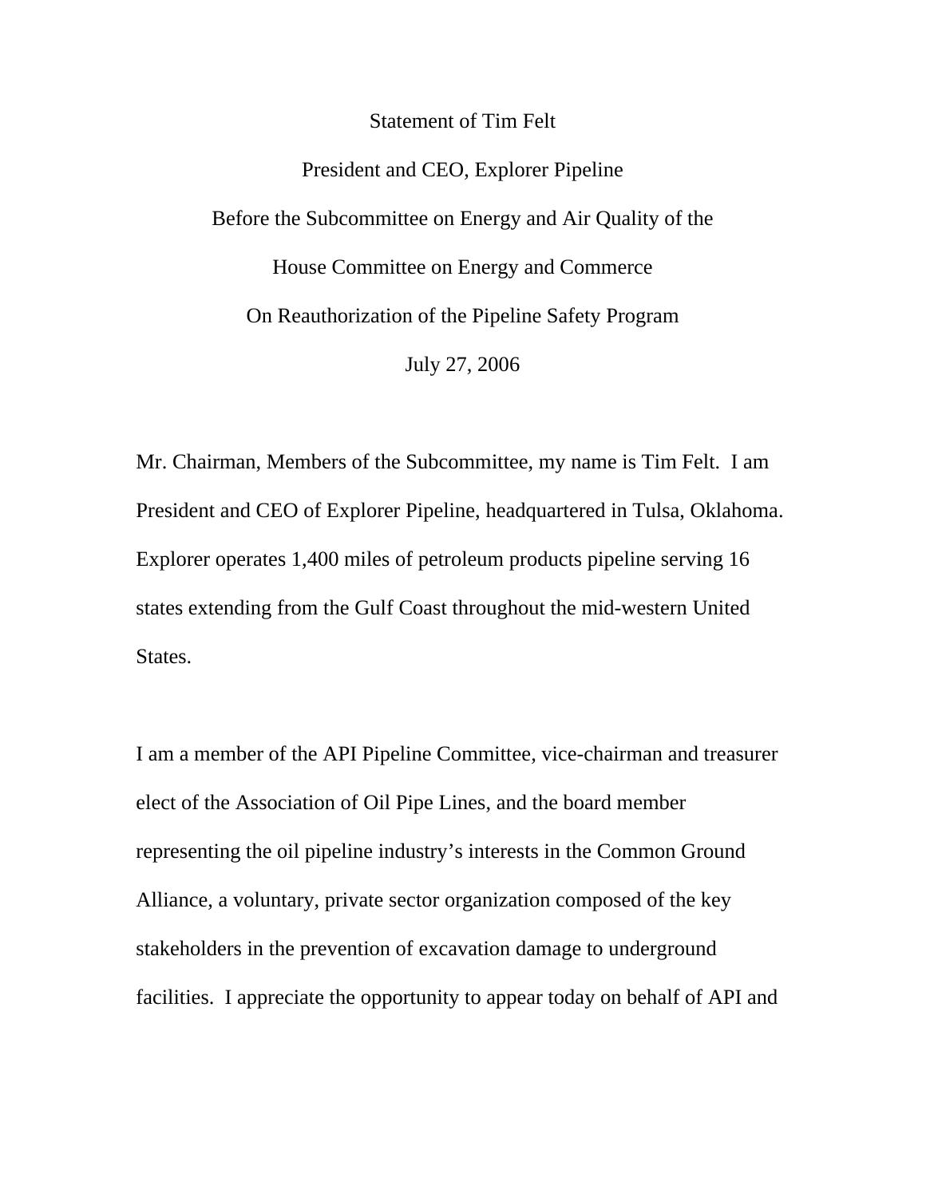Statement of Tim Felt

President and CEO, Explorer Pipeline

Before the Subcommittee on Energy and Air Quality of the

House Committee on Energy and Commerce

On Reauthorization of the Pipeline Safety Program

July 27, 2006

Mr. Chairman, Members of the Subcommittee, my name is Tim Felt. I am President and CEO of Explorer Pipeline, headquartered in Tulsa, Oklahoma. Explorer operates 1,400 miles of petroleum products pipeline serving 16 states extending from the Gulf Coast throughout the mid-western United States.

I am a member of the API Pipeline Committee, vice-chairman and treasurer elect of the Association of Oil Pipe Lines, and the board member representing the oil pipeline industry's interests in the Common Ground Alliance, a voluntary, private sector organization composed of the key stakeholders in the prevention of excavation damage to underground facilities. I appreciate the opportunity to appear today on behalf of API and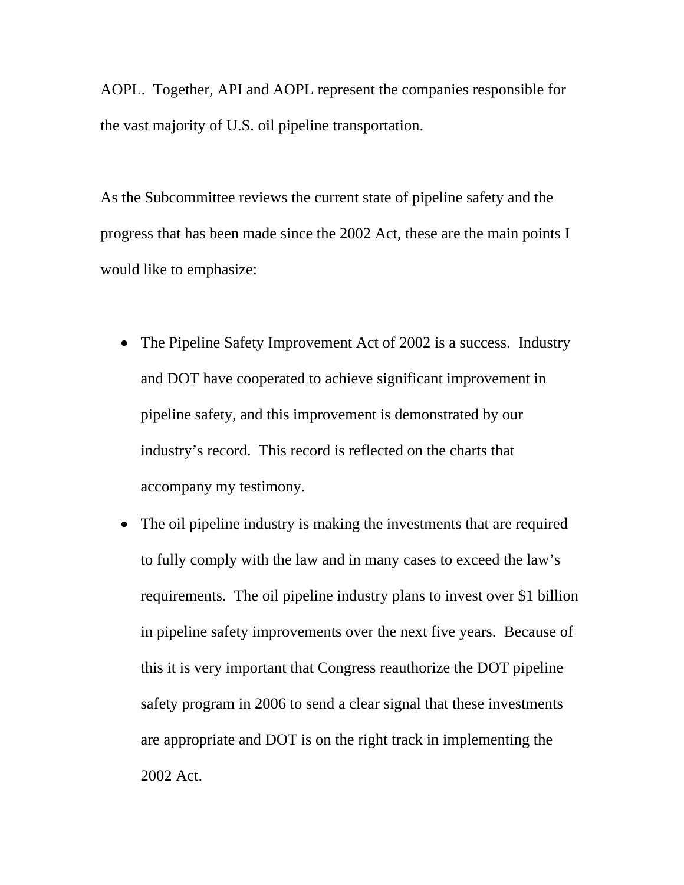AOPL. Together, API and AOPL represent the companies responsible for the vast majority of U.S. oil pipeline transportation.

As the Subcommittee reviews the current state of pipeline safety and the progress that has been made since the 2002 Act, these are the main points I would like to emphasize:

- The Pipeline Safety Improvement Act of 2002 is a success. Industry and DOT have cooperated to achieve significant improvement in pipeline safety, and this improvement is demonstrated by our industry's record. This record is reflected on the charts that accompany my testimony.
- The oil pipeline industry is making the investments that are required to fully comply with the law and in many cases to exceed the law's requirements. The oil pipeline industry plans to invest over $1 billion in pipeline safety improvements over the next five years. Because of this it is very important that Congress reauthorize the DOT pipeline safety program in 2006 to send a clear signal that these investments are appropriate and DOT is on the right track in implementing the 2002 Act.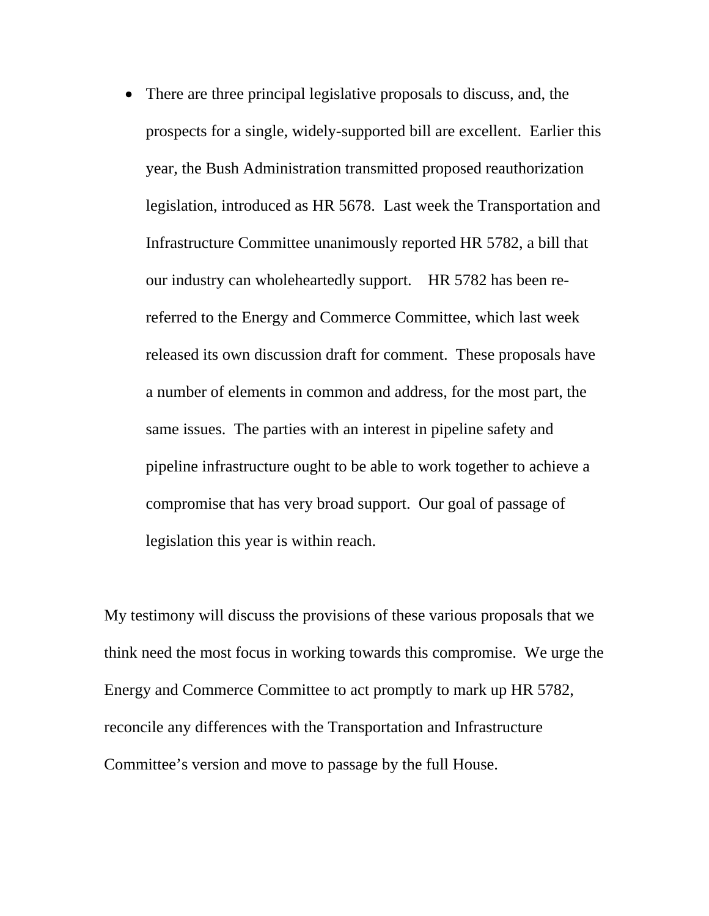- There are three principal legislative proposals to discuss, and, the prospects for a single, widely-supported bill are excellent. Earlier this year, the Bush Administration transmitted proposed reauthorization legislation, introduced as HR 5678. Last week the Transportation and Infrastructure Committee unanimously reported HR 5782, a bill that our industry can wholeheartedly support. HR 5782 has been re-referred to the Energy and Commerce Committee, which last week released its own discussion draft for comment. These proposals have a number of elements in common and address, for the most part, the same issues. The parties with an interest in pipeline safety and pipeline infrastructure ought to be able to work together to achieve a compromise that has very broad support. Our goal of passage of legislation this year is within reach.

My testimony will discuss the provisions of these various proposals that we think need the most focus in working towards this compromise. We urge the Energy and Commerce Committee to act promptly to mark up HR 5782, reconcile any differences with the Transportation and Infrastructure Committee's version and move to passage by the full House.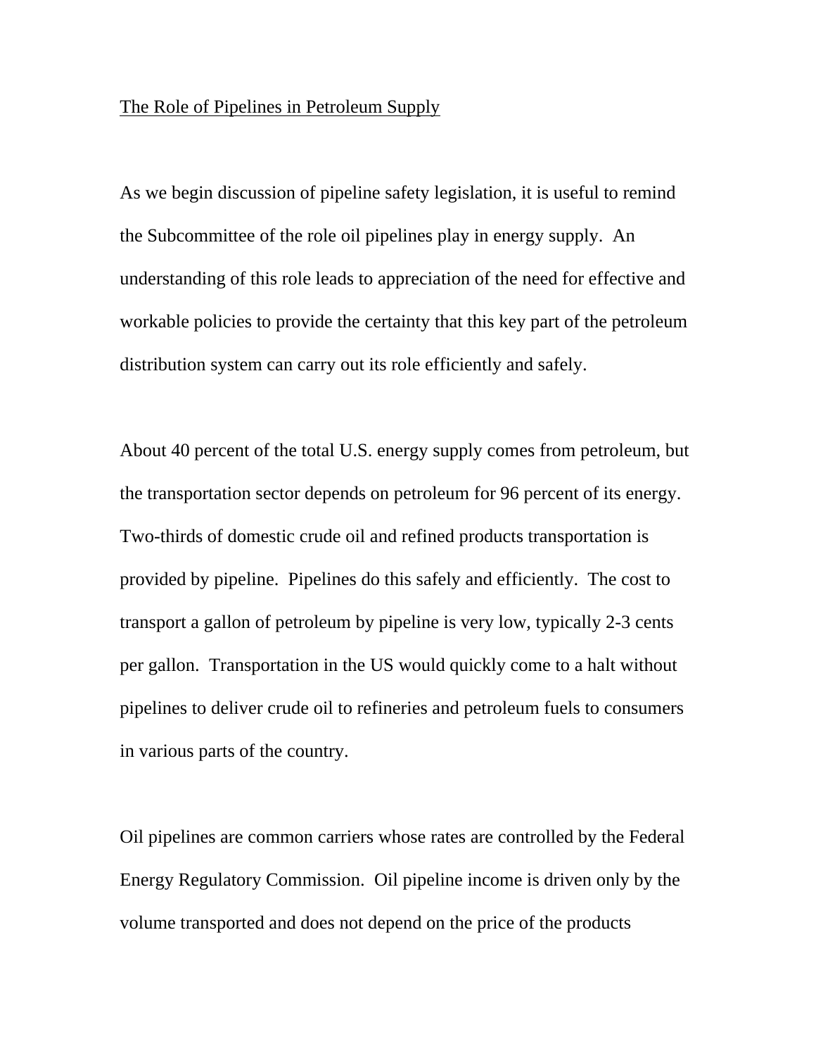<u>The Role of Pipelines in Petroleum Supply</u>

As we begin discussion of pipeline safety legislation, it is useful to remind the Subcommittee of the role oil pipelines play in energy supply. An understanding of this role leads to appreciation of the need for effective and workable policies to provide the certainty that this key part of the petroleum distribution system can carry out its role efficiently and safely.

About 40 percent of the total U.S. energy supply comes from petroleum, but the transportation sector depends on petroleum for 96 percent of its energy. Two-thirds of domestic crude oil and refined products transportation is provided by pipeline. Pipelines do this safely and efficiently. The cost to transport a gallon of petroleum by pipeline is very low, typically 2-3 cents per gallon. Transportation in the US would quickly come to a halt without pipelines to deliver crude oil to refineries and petroleum fuels to consumers in various parts of the country.

Oil pipelines are common carriers whose rates are controlled by the Federal Energy Regulatory Commission. Oil pipeline income is driven only by the volume transported and does not depend on the price of the products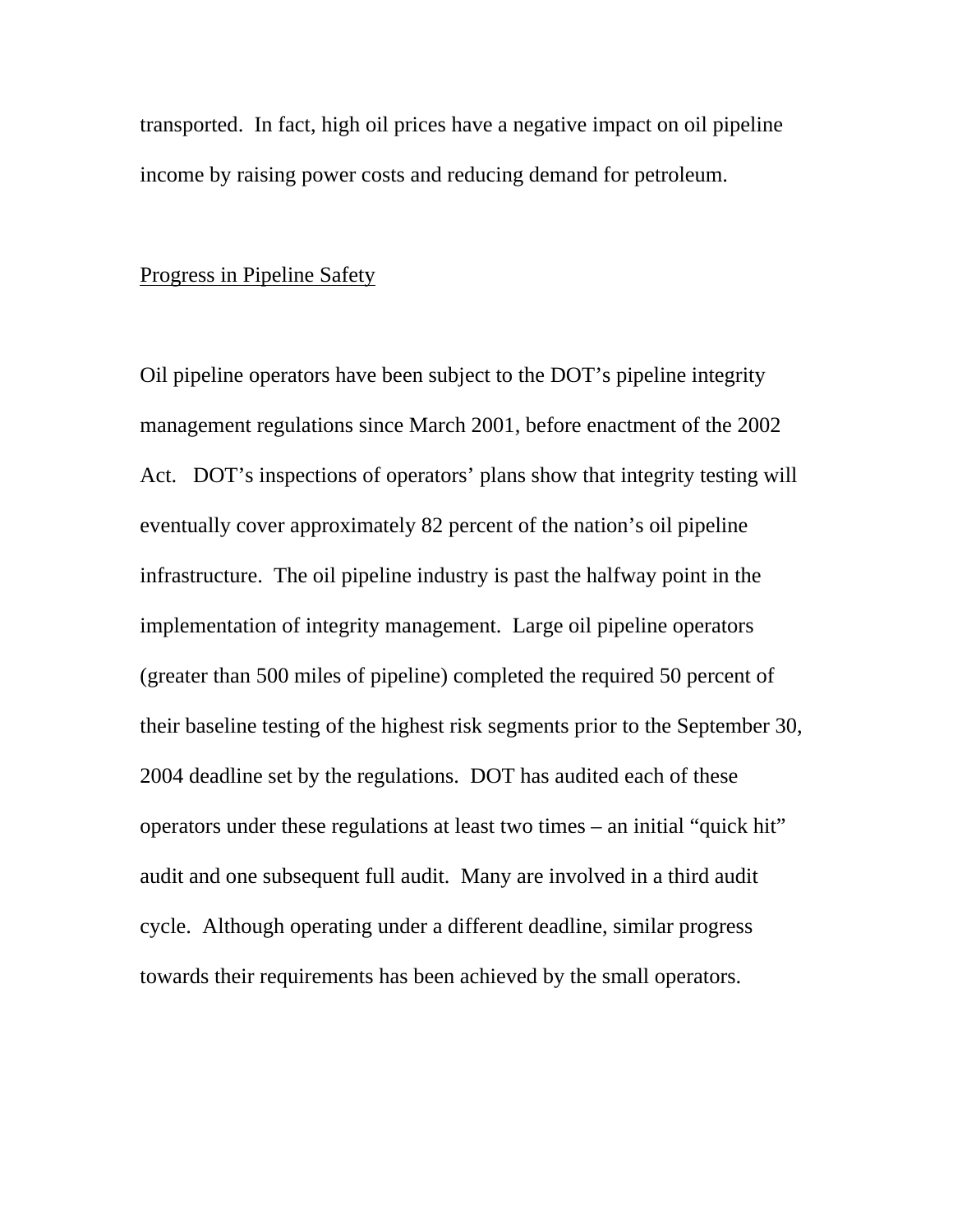transported. In fact, high oil prices have a negative impact on oil pipeline income by raising power costs and reducing demand for petroleum.

## Progress in Pipeline Safety

Oil pipeline operators have been subject to the DOT's pipeline integrity management regulations since March 2001, before enactment of the 2002 Act. DOT's inspections of operators' plans show that integrity testing will eventually cover approximately 82 percent of the nation's oil pipeline infrastructure. The oil pipeline industry is past the halfway point in the implementation of integrity management. Large oil pipeline operators (greater than 500 miles of pipeline) completed the required 50 percent of their baseline testing of the highest risk segments prior to the September 30, 2004 deadline set by the regulations. DOT has audited each of these operators under these regulations at least two times – an initial "quick hit" audit and one subsequent full audit. Many are involved in a third audit cycle. Although operating under a different deadline, similar progress towards their requirements has been achieved by the small operators.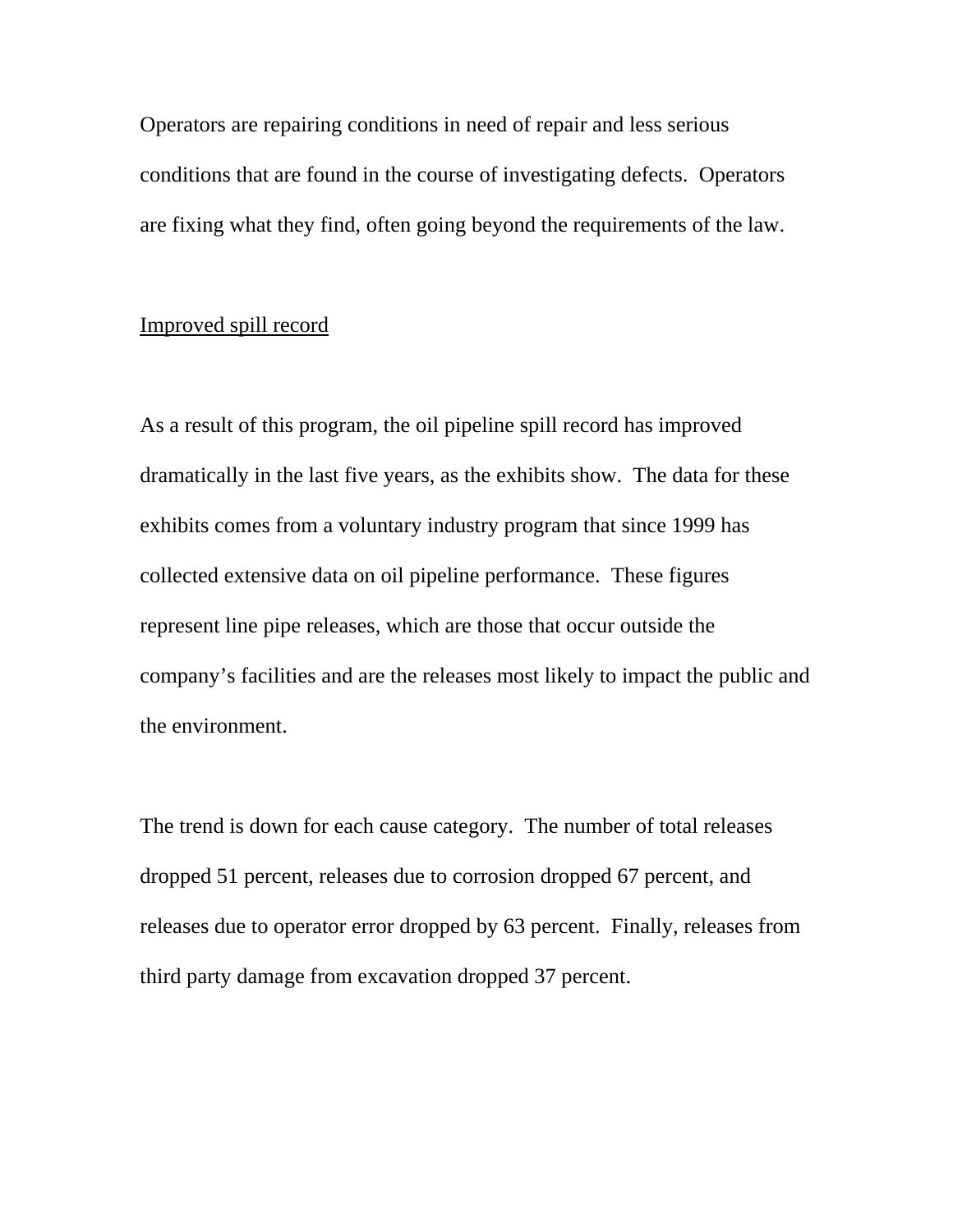Operators are repairing conditions in need of repair and less serious conditions that are found in the course of investigating defects. Operators are fixing what they find, often going beyond the requirements of the law.

<u>Improved spill record</u>

As a result of this program, the oil pipeline spill record has improved dramatically in the last five years, as the exhibits show. The data for these exhibits comes from a voluntary industry program that since 1999 has collected extensive data on oil pipeline performance. These figures represent line pipe releases, which are those that occur outside the company's facilities and are the releases most likely to impact the public and the environment.

The trend is down for each cause category. The number of total releases dropped 51 percent, releases due to corrosion dropped 67 percent, and releases due to operator error dropped by 63 percent. Finally, releases from third party damage from excavation dropped 37 percent.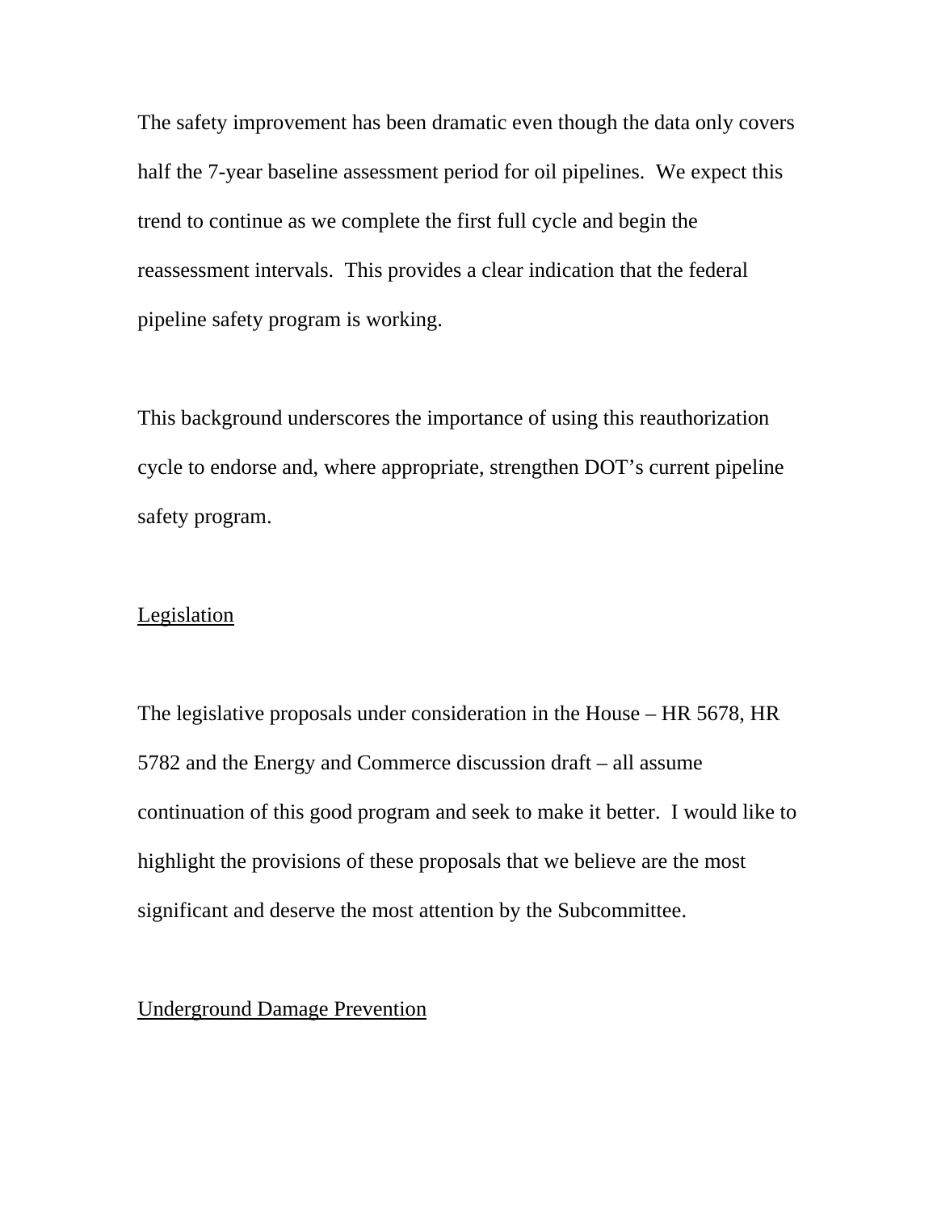The safety improvement has been dramatic even though the data only covers half the 7-year baseline assessment period for oil pipelines. We expect this trend to continue as we complete the first full cycle and begin the reassessment intervals. This provides a clear indication that the federal pipeline safety program is working.

This background underscores the importance of using this reauthorization cycle to endorse and, where appropriate, strengthen DOT's current pipeline safety program.

<u>Legislation</u>

The legislative proposals under consideration in the House – HR 5678, HR 5782 and the Energy and Commerce discussion draft – all assume continuation of this good program and seek to make it better. I would like to highlight the provisions of these proposals that we believe are the most significant and deserve the most attention by the Subcommittee.

<u>Underground Damage Prevention</u>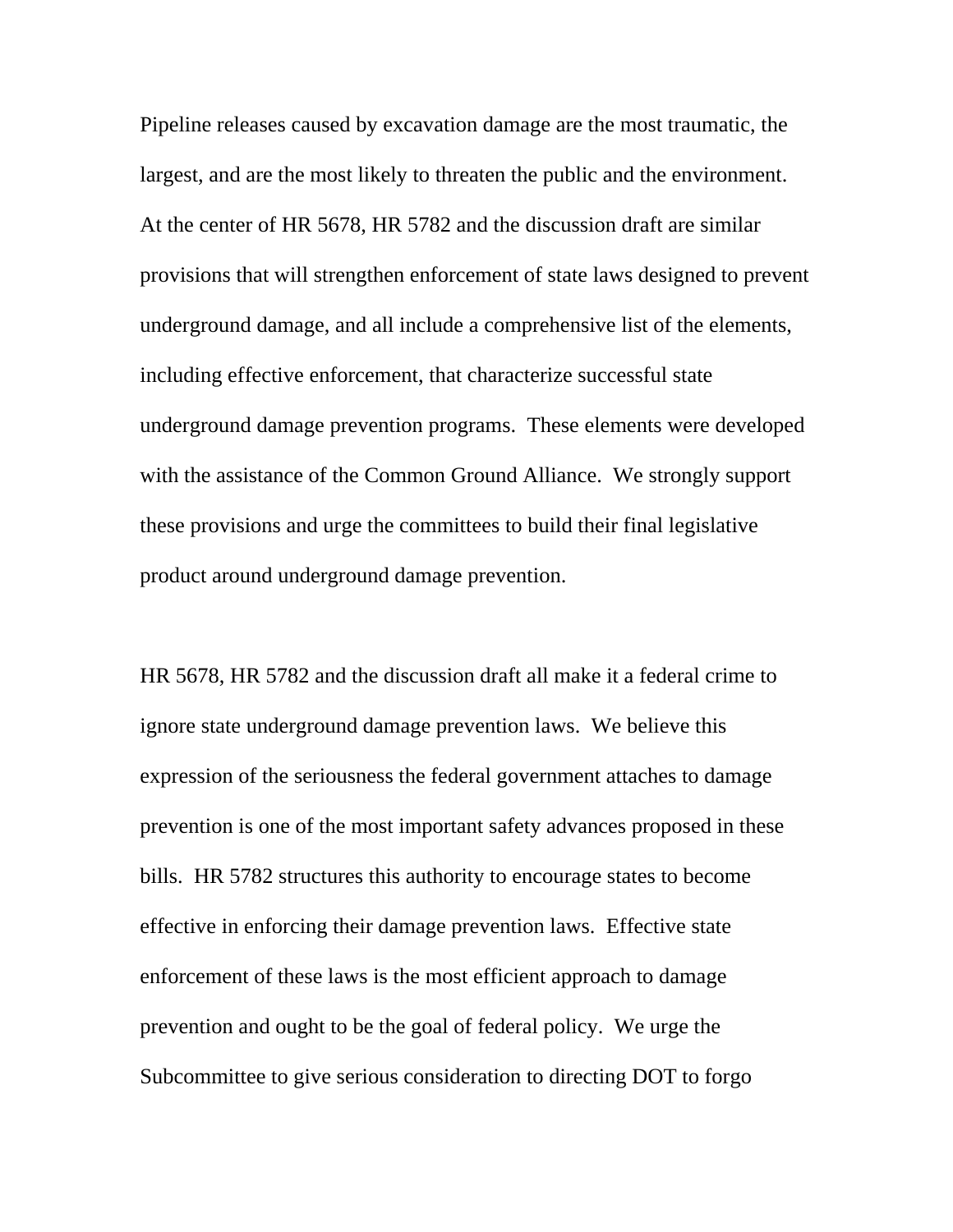Pipeline releases caused by excavation damage are the most traumatic, the largest, and are the most likely to threaten the public and the environment. At the center of HR 5678, HR 5782 and the discussion draft are similar provisions that will strengthen enforcement of state laws designed to prevent underground damage, and all include a comprehensive list of the elements, including effective enforcement, that characterize successful state underground damage prevention programs. These elements were developed with the assistance of the Common Ground Alliance. We strongly support these provisions and urge the committees to build their final legislative product around underground damage prevention.

HR 5678, HR 5782 and the discussion draft all make it a federal crime to ignore state underground damage prevention laws. We believe this expression of the seriousness the federal government attaches to damage prevention is one of the most important safety advances proposed in these bills. HR 5782 structures this authority to encourage states to become effective in enforcing their damage prevention laws. Effective state enforcement of these laws is the most efficient approach to damage prevention and ought to be the goal of federal policy. We urge the Subcommittee to give serious consideration to directing DOT to forgo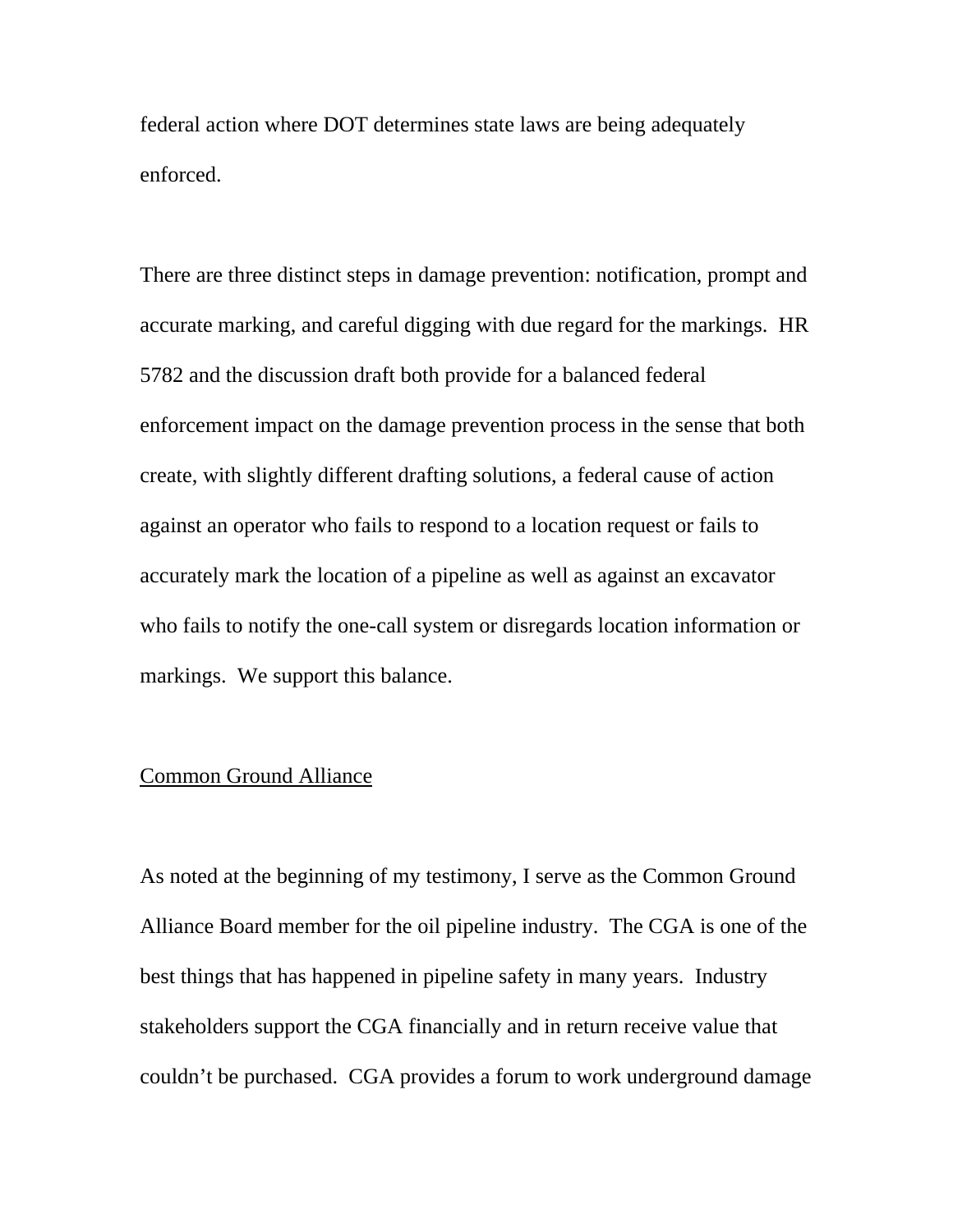federal action where DOT determines state laws are being adequately enforced.

There are three distinct steps in damage prevention: notification, prompt and accurate marking, and careful digging with due regard for the markings. HR 5782 and the discussion draft both provide for a balanced federal enforcement impact on the damage prevention process in the sense that both create, with slightly different drafting solutions, a federal cause of action against an operator who fails to respond to a location request or fails to accurately mark the location of a pipeline as well as against an excavator who fails to notify the one-call system or disregards location information or markings. We support this balance.

<u>Common Ground Alliance</u>

As noted at the beginning of my testimony, I serve as the Common Ground Alliance Board member for the oil pipeline industry. The CGA is one of the best things that has happened in pipeline safety in many years. Industry stakeholders support the CGA financially and in return receive value that couldn't be purchased. CGA provides a forum to work underground damage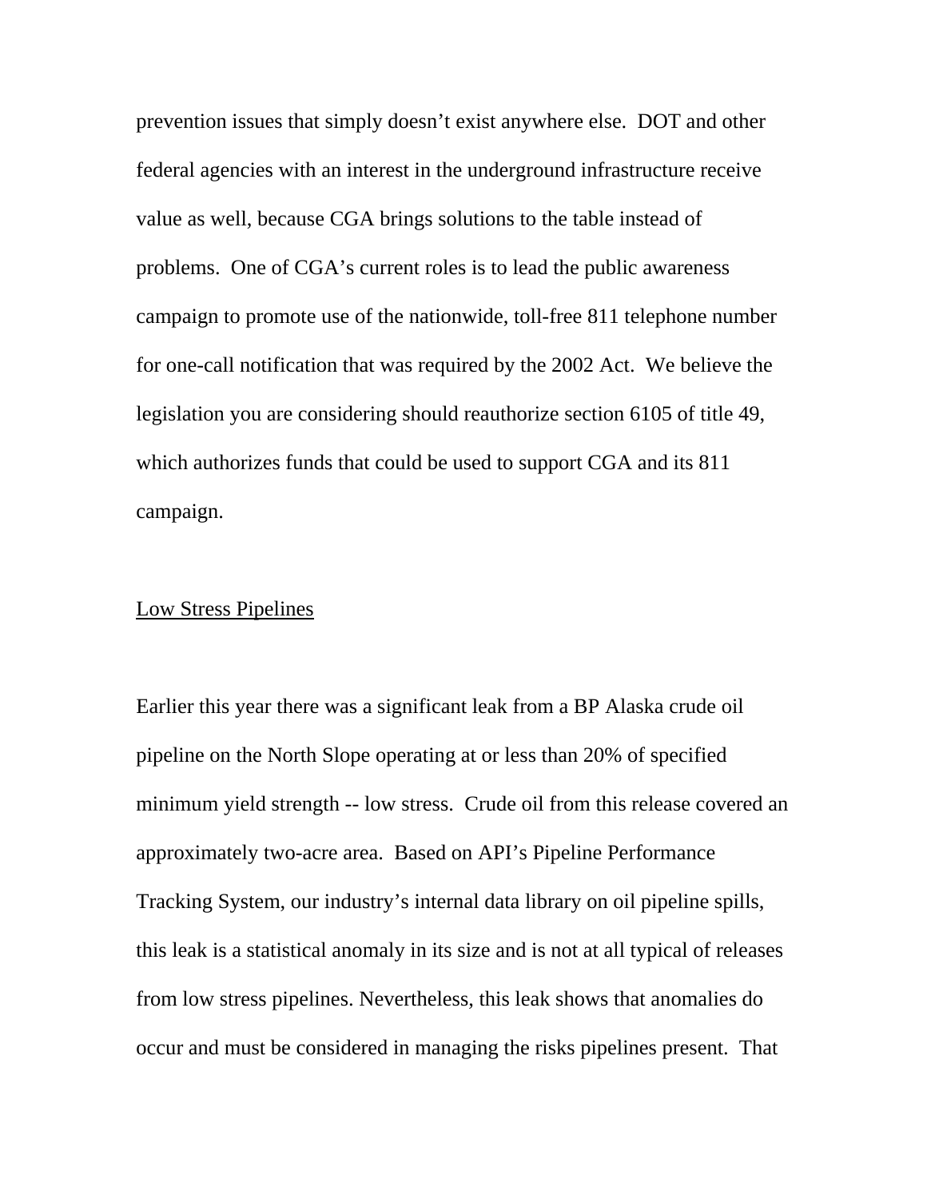prevention issues that simply doesn't exist anywhere else. DOT and other federal agencies with an interest in the underground infrastructure receive value as well, because CGA brings solutions to the table instead of problems. One of CGA's current roles is to lead the public awareness campaign to promote use of the nationwide, toll-free 811 telephone number for one-call notification that was required by the 2002 Act. We believe the legislation you are considering should reauthorize section 6105 of title 49, which authorizes funds that could be used to support CGA and its 811 campaign.

<u>Low Stress Pipelines</u>

Earlier this year there was a significant leak from a BP Alaska crude oil pipeline on the North Slope operating at or less than 20% of specified minimum yield strength -- low stress. Crude oil from this release covered an approximately two-acre area. Based on API's Pipeline Performance Tracking System, our industry's internal data library on oil pipeline spills, this leak is a statistical anomaly in its size and is not at all typical of releases from low stress pipelines. Nevertheless, this leak shows that anomalies do occur and must be considered in managing the risks pipelines present. That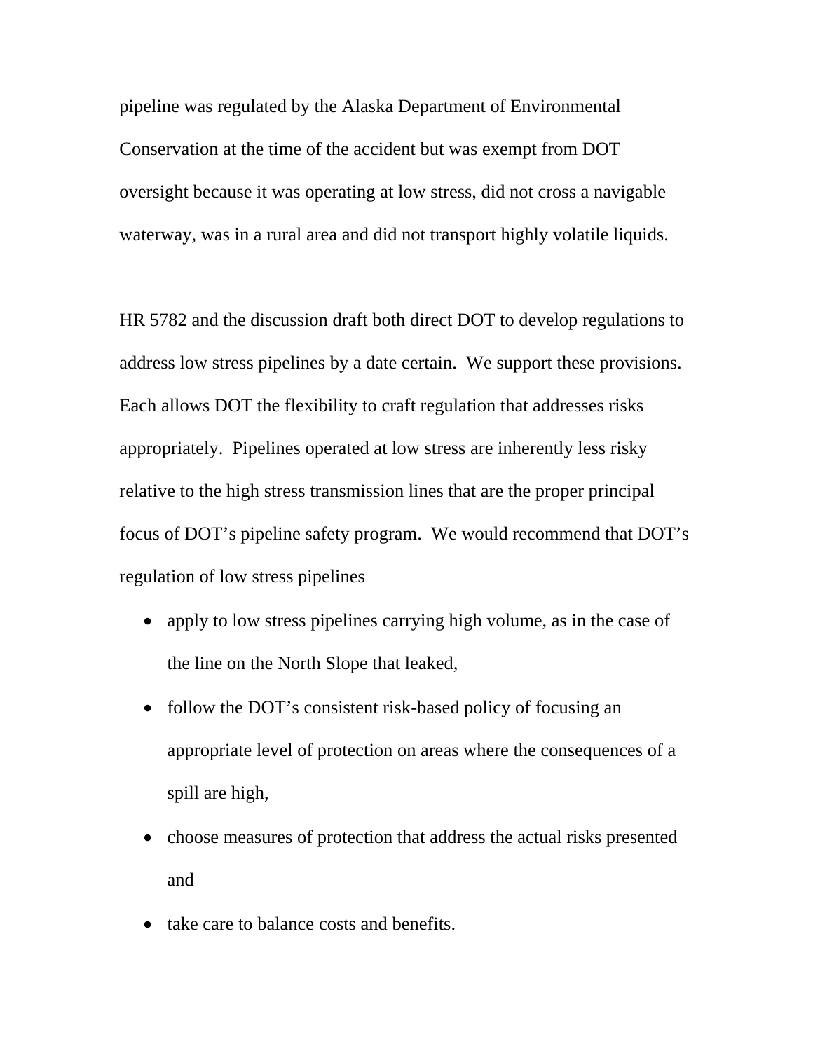pipeline was regulated by the Alaska Department of Environmental Conservation at the time of the accident but was exempt from DOT oversight because it was operating at low stress, did not cross a navigable waterway, was in a rural area and did not transport highly volatile liquids.

HR 5782 and the discussion draft both direct DOT to develop regulations to address low stress pipelines by a date certain. We support these provisions. Each allows DOT the flexibility to craft regulation that addresses risks appropriately. Pipelines operated at low stress are inherently less risky relative to the high stress transmission lines that are the proper principal focus of DOT's pipeline safety program. We would recommend that DOT's regulation of low stress pipelines

- apply to low stress pipelines carrying high volume, as in the case of the line on the North Slope that leaked,
- follow the DOT's consistent risk-based policy of focusing an appropriate level of protection on areas where the consequences of a spill are high,
- choose measures of protection that address the actual risks presented and
- take care to balance costs and benefits.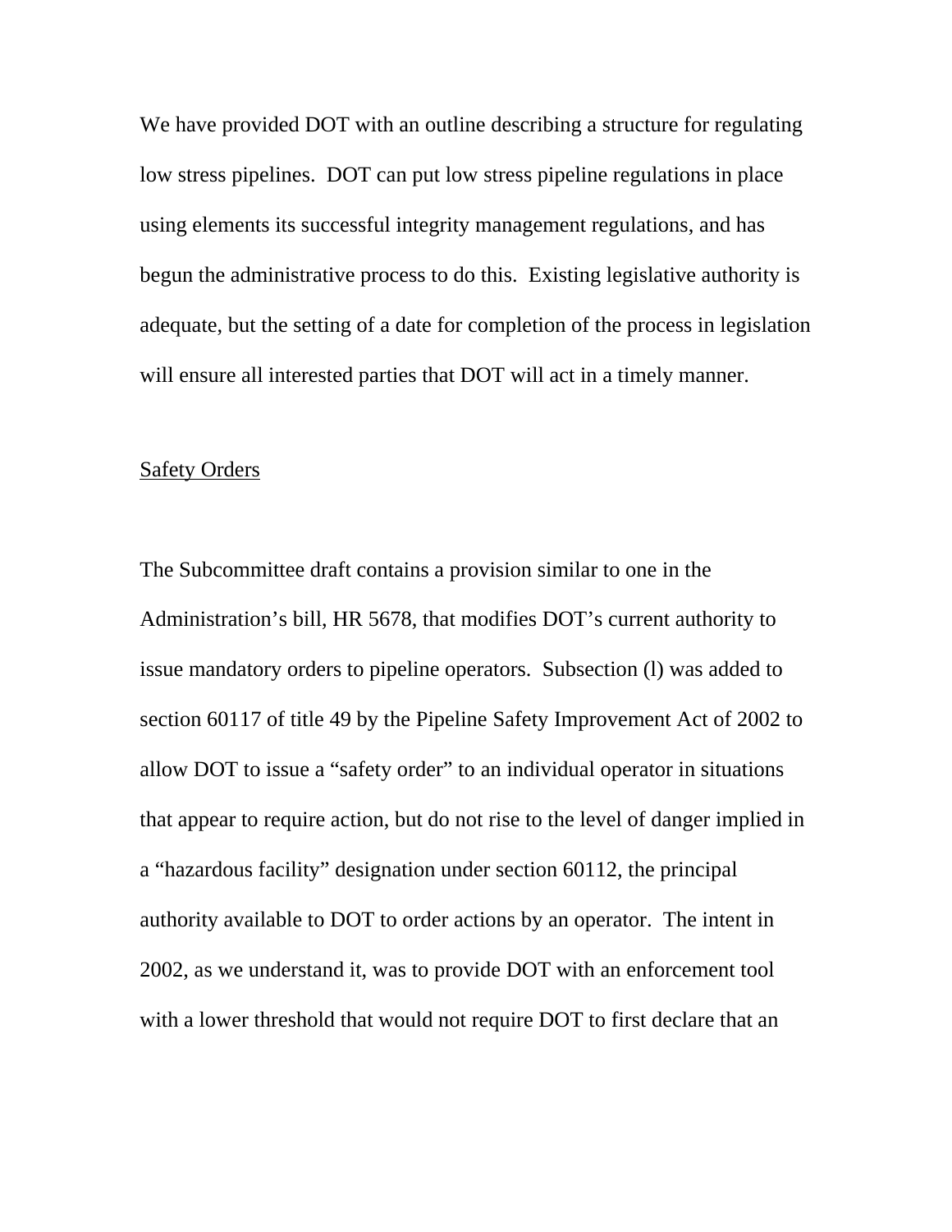We have provided DOT with an outline describing a structure for regulating low stress pipelines. DOT can put low stress pipeline regulations in place using elements its successful integrity management regulations, and has begun the administrative process to do this. Existing legislative authority is adequate, but the setting of a date for completion of the process in legislation will ensure all interested parties that DOT will act in a timely manner.

<u>Safety Orders</u>

The Subcommittee draft contains a provision similar to one in the Administration's bill, HR 5678, that modifies DOT's current authority to issue mandatory orders to pipeline operators. Subsection (l) was added to section 60117 of title 49 by the Pipeline Safety Improvement Act of 2002 to allow DOT to issue a "safety order" to an individual operator in situations that appear to require action, but do not rise to the level of danger implied in a "hazardous facility" designation under section 60112, the principal authority available to DOT to order actions by an operator. The intent in 2002, as we understand it, was to provide DOT with an enforcement tool with a lower threshold that would not require DOT to first declare that an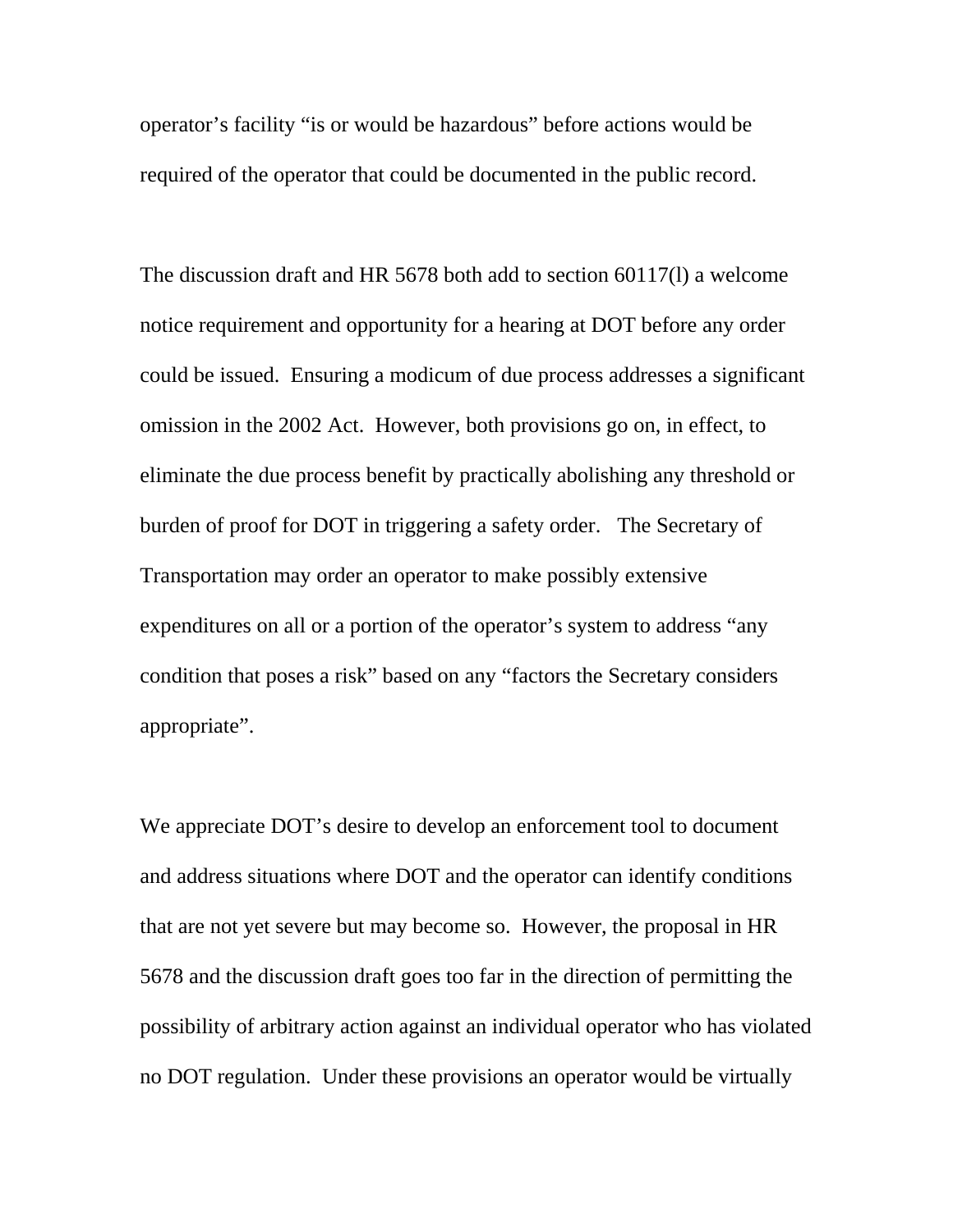operator's facility "is or would be hazardous" before actions would be required of the operator that could be documented in the public record.

The discussion draft and HR 5678 both add to section 60117(l) a welcome notice requirement and opportunity for a hearing at DOT before any order could be issued. Ensuring a modicum of due process addresses a significant omission in the 2002 Act. However, both provisions go on, in effect, to eliminate the due process benefit by practically abolishing any threshold or burden of proof for DOT in triggering a safety order. The Secretary of Transportation may order an operator to make possibly extensive expenditures on all or a portion of the operator's system to address "any condition that poses a risk" based on any "factors the Secretary considers appropriate".

We appreciate DOT's desire to develop an enforcement tool to document and address situations where DOT and the operator can identify conditions that are not yet severe but may become so. However, the proposal in HR 5678 and the discussion draft goes too far in the direction of permitting the possibility of arbitrary action against an individual operator who has violated no DOT regulation. Under these provisions an operator would be virtually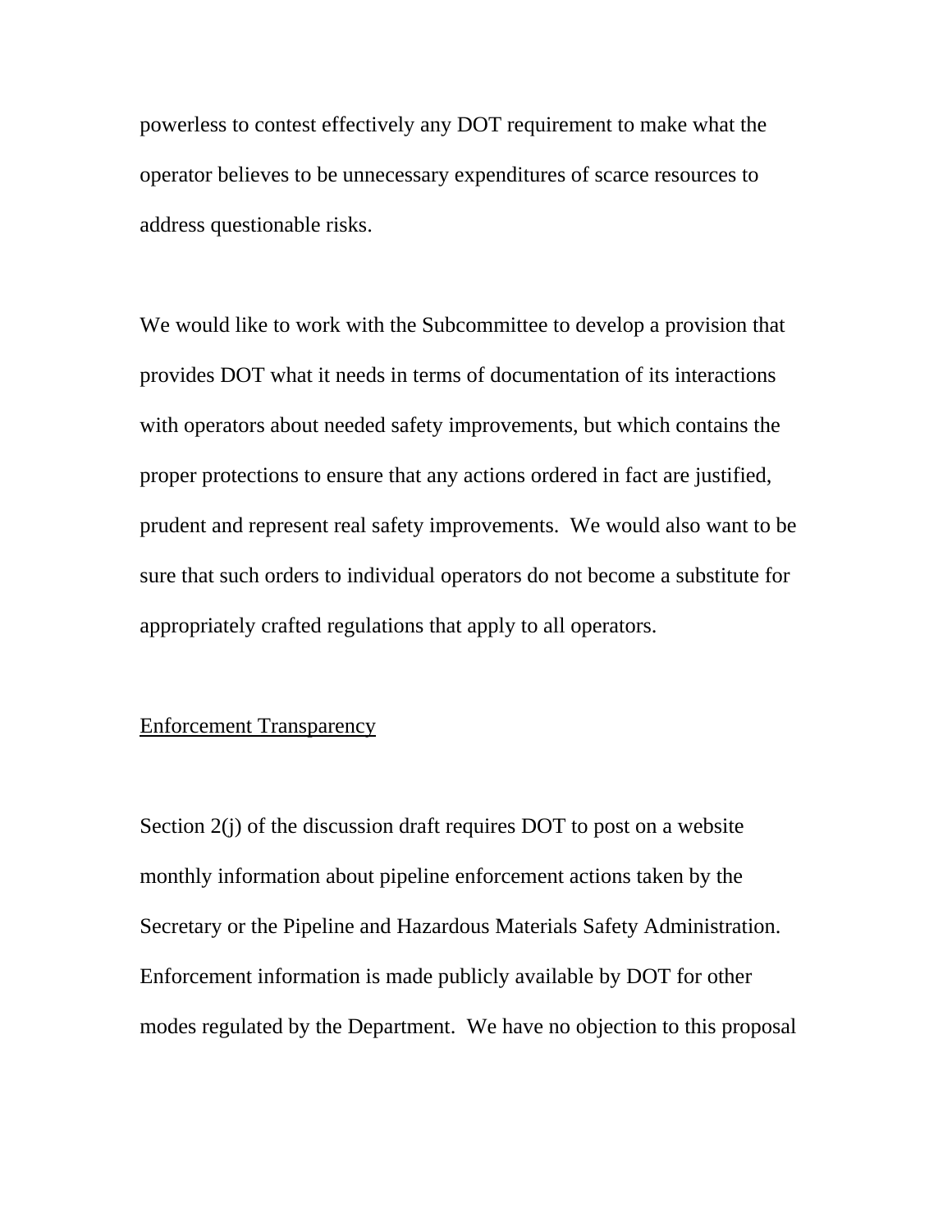powerless to contest effectively any DOT requirement to make what the operator believes to be unnecessary expenditures of scarce resources to address questionable risks.

We would like to work with the Subcommittee to develop a provision that provides DOT what it needs in terms of documentation of its interactions with operators about needed safety improvements, but which contains the proper protections to ensure that any actions ordered in fact are justified, prudent and represent real safety improvements. We would also want to be sure that such orders to individual operators do not become a substitute for appropriately crafted regulations that apply to all operators.

<u>Enforcement Transparency</u>

Section 2(j) of the discussion draft requires DOT to post on a website monthly information about pipeline enforcement actions taken by the Secretary or the Pipeline and Hazardous Materials Safety Administration. Enforcement information is made publicly available by DOT for other modes regulated by the Department. We have no objection to this proposal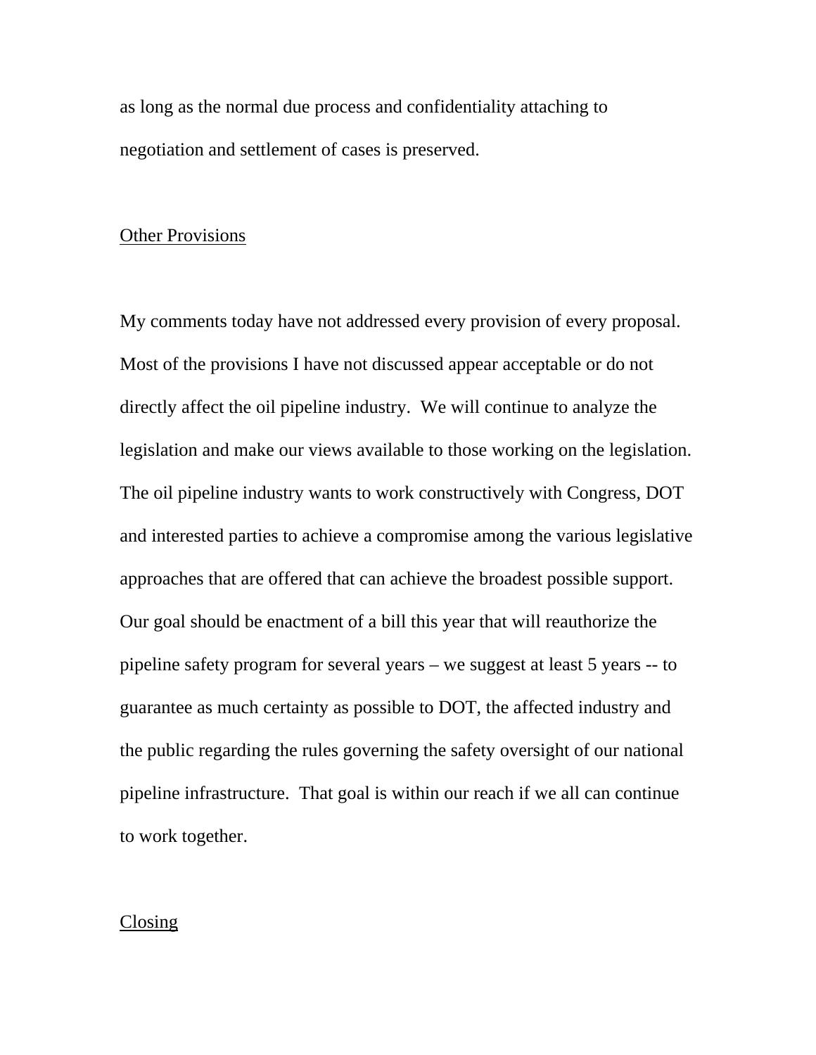as long as the normal due process and confidentiality attaching to negotiation and settlement of cases is preserved.

## Other Provisions

My comments today have not addressed every provision of every proposal. Most of the provisions I have not discussed appear acceptable or do not directly affect the oil pipeline industry. We will continue to analyze the legislation and make our views available to those working on the legislation. The oil pipeline industry wants to work constructively with Congress, DOT and interested parties to achieve a compromise among the various legislative approaches that are offered that can achieve the broadest possible support. Our goal should be enactment of a bill this year that will reauthorize the pipeline safety program for several years – we suggest at least 5 years -- to guarantee as much certainty as possible to DOT, the affected industry and the public regarding the rules governing the safety oversight of our national pipeline infrastructure. That goal is within our reach if we all can continue to work together.

## Closing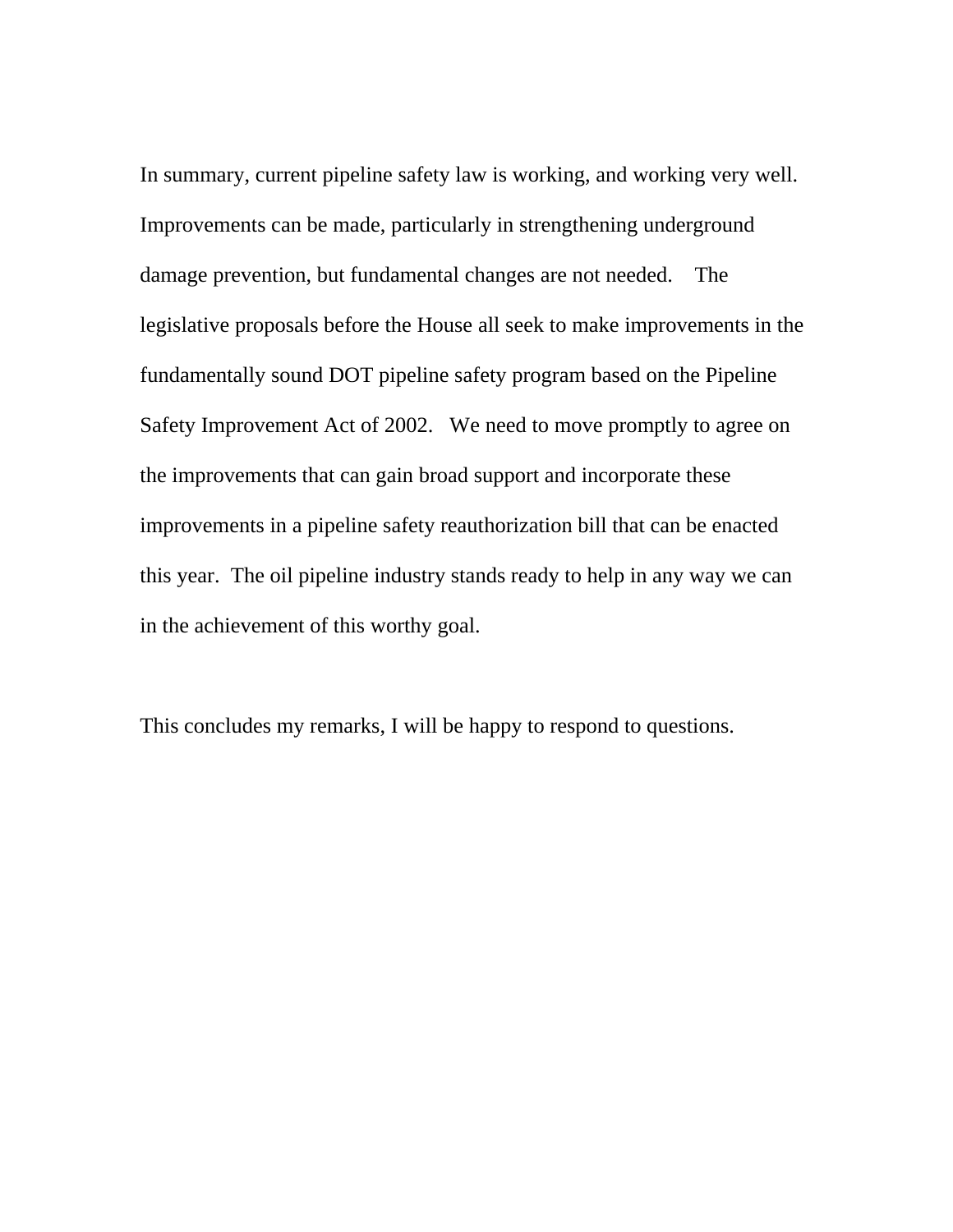In summary, current pipeline safety law is working, and working very well. Improvements can be made, particularly in strengthening underground damage prevention, but fundamental changes are not needed. The legislative proposals before the House all seek to make improvements in the fundamentally sound DOT pipeline safety program based on the Pipeline Safety Improvement Act of 2002. We need to move promptly to agree on the improvements that can gain broad support and incorporate these improvements in a pipeline safety reauthorization bill that can be enacted this year. The oil pipeline industry stands ready to help in any way we can in the achievement of this worthy goal.

This concludes my remarks, I will be happy to respond to questions.